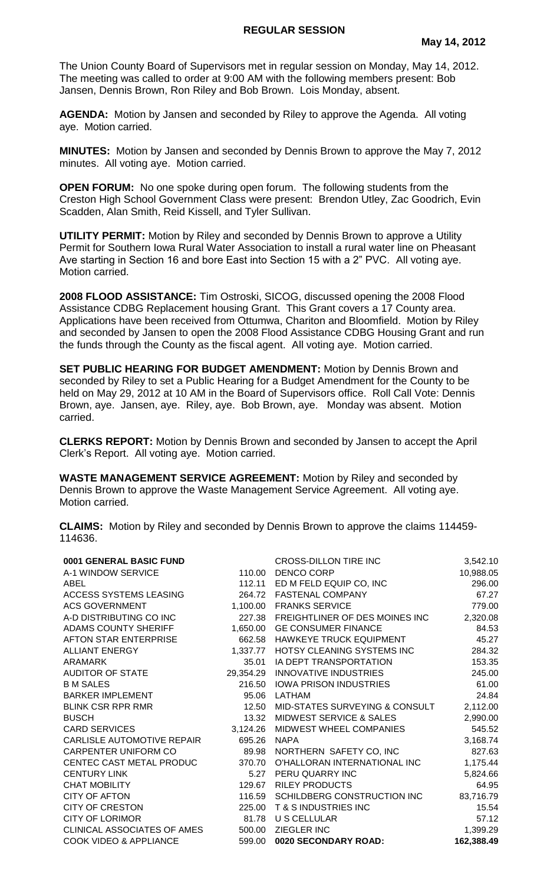# REGULAR SESSION

**May 14, 2012**

The Union County Board of Supervisors met in regular session on Monday, May 14, 2012. The meeting was called to order at 9:00 AM with the following members present: Bob Jansen, Dennis Brown, Ron Riley and Bob Brown. Lois Monday, absent.

**AGENDA:** Motion by Jansen and seconded by Riley to approve the Agenda. All voting aye. Motion carried.

**MINUTES:** Motion by Jansen and seconded by Dennis Brown to approve the May 7, 2012 minutes. All voting aye. Motion carried.

**OPEN FORUM:** No one spoke during open forum. The following students from the Creston High School Government Class were present: Brendon Utley, Zac Goodrich, Evin Scadden, Alan Smith, Reid Kissell, and Tyler Sullivan.

**UTILITY PERMIT:** Motion by Riley and seconded by Dennis Brown to approve a Utility Permit for Southern Iowa Rural Water Association to install a rural water line on Pheasant Ave starting in Section 16 and bore East into Section 15 with a 2" PVC. All voting aye. Motion carried.

**2008 FLOOD ASSISTANCE:** Tim Ostroski, SICOG, discussed opening the 2008 Flood Assistance CDBG Replacement housing Grant. This Grant covers a 17 County area. Applications have been received from Ottumwa, Chariton and Bloomfield. Motion by Riley and seconded by Jansen to open the 2008 Flood Assistance CDBG Housing Grant and run the funds through the County as the fiscal agent. All voting aye. Motion carried.

**SET PUBLIC HEARING FOR BUDGET AMENDMENT:** Motion by Dennis Brown and seconded by Riley to set a Public Hearing for a Budget Amendment for the County to be held on May 29, 2012 at 10 AM in the Board of Supervisors office. Roll Call Vote: Dennis Brown, aye. Jansen, aye. Riley, aye. Bob Brown, aye. Monday was absent. Motion carried.

**CLERKS REPORT:** Motion by Dennis Brown and seconded by Jansen to accept the April Clerk's Report. All voting aye. Motion carried.

**WASTE MANAGEMENT SERVICE AGREEMENT:** Motion by Riley and seconded by Dennis Brown to approve the Waste Management Service Agreement. All voting aye. Motion carried.

**CLAIMS:** Motion by Riley and seconded by Dennis Brown to approve the claims 114459-114636.

| **0001 GENERAL BASIC FUND** | |
|---|---|
| A-1 WINDOW SERVICE | 110.00 |
| ABEL | 112.11 |
| ACCESS SYSTEMS LEASING | 264.72 |
| ACS GOVERNMENT | 1,100.00 |
| A-D DISTRIBUTING CO INC | 227.38 |
| ADAMS COUNTY SHERIFF | 1,650.00 |
| AFTON STAR ENTERPRISE | 662.58 |
| ALLIANT ENERGY | 1,337.77 |
| ARAMARK | 35.01 |
| AUDITOR OF STATE | 29,354.29 |
| B M SALES | 216.50 |
| BARKER IMPLEMENT | 95.06 |
| BLINK CSR RPR RMR | 12.50 |
| BUSCH | 13.32 |
| CARD SERVICES | 3,124.26 |
| CARLISLE AUTOMOTIVE REPAIR | 695.26 |
| CARPENTER UNIFORM CO | 89.98 |
| CENTEC CAST METAL PRODUC | 370.70 |
| CENTURY LINK | 5.27 |
| CHAT MOBILITY | 129.67 |
| CITY OF AFTON | 116.59 |
| CITY OF CRESTON | 225.00 |
| CITY OF LORIMOR | 81.78 |
| CLINICAL ASSOCIATES OF AMES | 500.00 |
| COOK VIDEO & APPLIANCE | 599.00 |

| | |
|---|---|
| CROSS-DILLON TIRE INC | 3,542.10 |
| DENCO CORP | 10,988.05 |
| ED M FELD EQUIP CO, INC | 296.00 |
| FASTENAL COMPANY | 67.27 |
| FRANKS SERVICE | 779.00 |
| FREIGHTLINER OF DES MOINES INC | 2,320.08 |
| GE CONSUMER FINANCE | 84.53 |
| HAWKEYE TRUCK EQUIPMENT | 45.27 |
| HOTSY CLEANING SYSTEMS INC | 284.32 |
| IA DEPT TRANSPORTATION | 153.35 |
| INNOVATIVE INDUSTRIES | 245.00 |
| IOWA PRISON INDUSTRIES | 61.00 |
| LATHAM | 24.84 |
| MID-STATES SURVEYING & CONSULT | 2,112.00 |
| MIDWEST SERVICE & SALES | 2,990.00 |
| MIDWEST WHEEL COMPANIES | 545.52 |
| NAPA | 3,168.74 |
| NORTHERN SAFETY CO, INC | 827.63 |
| O'HALLORAN INTERNATIONAL INC | 1,175.44 |
| PERU QUARRY INC | 5,824.66 |
| RILEY PRODUCTS | 64.95 |
| SCHILDBERG CONSTRUCTION INC | 83,716.79 |
| T & S INDUSTRIES INC | 15.54 |
| U S CELLULAR | 57.12 |
| ZIEGLER INC | 1,399.29 |
| **0020 SECONDARY ROAD:** | **162,388.49** |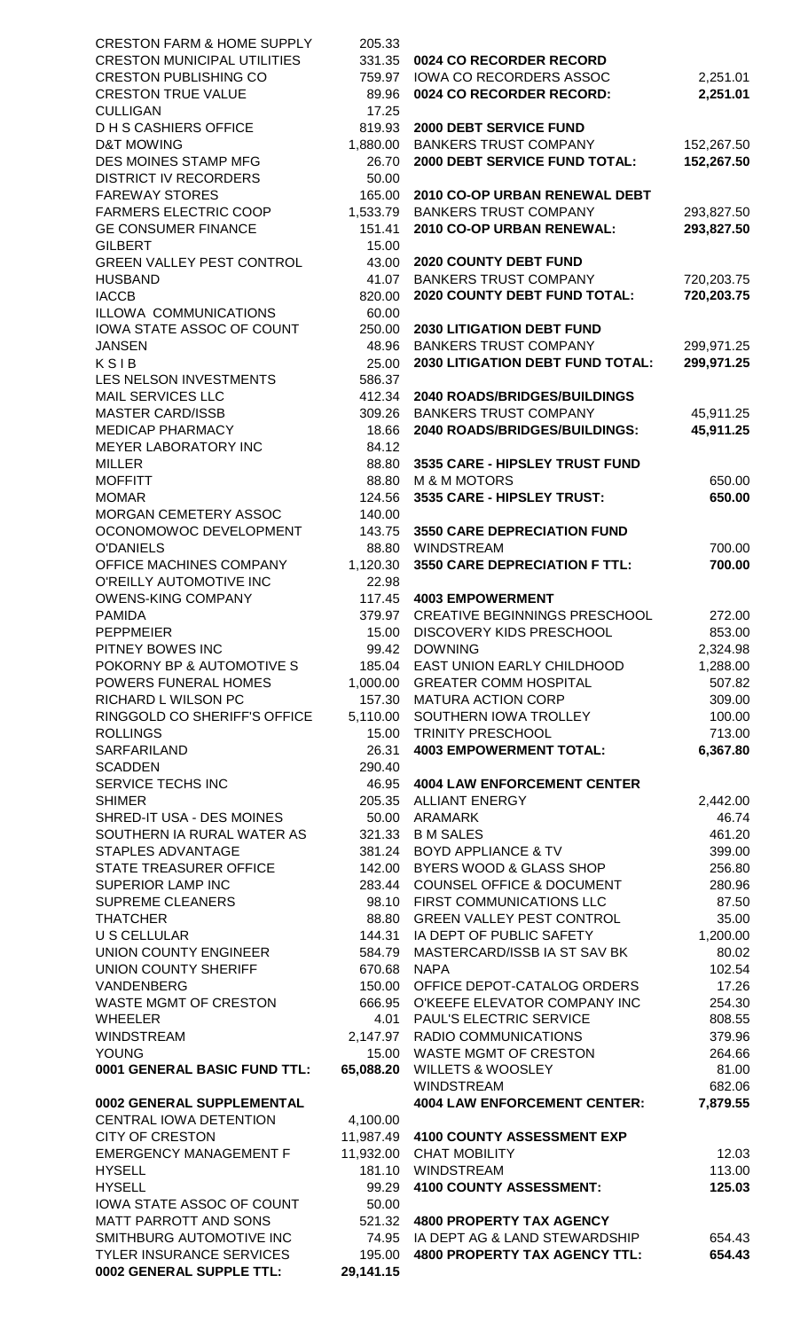| | |
|---|---|
| CRESTON FARM & HOME SUPPLY | 205.33 |
| CRESTON MUNICIPAL UTILITIES | 331.35 |
| CRESTON PUBLISHING CO | 759.97 |
| CRESTON TRUE VALUE | 89.96 |
| CULLIGAN | 17.25 |
| D H S CASHIERS OFFICE | 819.93 |
| D&T MOWING | 1,880.00 |
| DES MOINES STAMP MFG | 26.70 |
| DISTRICT IV RECORDERS | 50.00 |
| FAREWAY STORES | 165.00 |
| FARMERS ELECTRIC COOP | 1,533.79 |
| GE CONSUMER FINANCE | 151.41 |
| GILBERT | 15.00 |
| GREEN VALLEY PEST CONTROL | 43.00 |
| HUSBAND | 41.07 |
| IACCB | 820.00 |
| ILLOWA COMMUNICATIONS | 60.00 |
| IOWA STATE ASSOC OF COUNT | 250.00 |
| JANSEN | 48.96 |
| K S I B | 25.00 |
| LES NELSON INVESTMENTS | 586.37 |
| MAIL SERVICES LLC | 412.34 |
| MASTER CARD/ISSB | 309.26 |
| MEDICAP PHARMACY | 18.66 |
| MEYER LABORATORY INC | 84.12 |
| MILLER | 88.80 |
| MOFFITT | 88.80 |
| MOMAR | 124.56 |
| MORGAN CEMETERY ASSOC | 140.00 |
| OCONOMOWOC DEVELOPMENT | 143.75 |
| O'DANIELS | 88.80 |
| OFFICE MACHINES COMPANY | 1,120.30 |
| O'REILLY AUTOMOTIVE INC | 22.98 |
| OWENS-KING COMPANY | 117.45 |
| PAMIDA | 379.97 |
| PEPPMEIER | 15.00 |
| PITNEY BOWES INC | 99.42 |
| POKORNY BP & AUTOMOTIVE S | 185.04 |
| POWERS FUNERAL HOMES | 1,000.00 |
| RICHARD L WILSON PC | 157.30 |
| RINGGOLD CO SHERIFF'S OFFICE | 5,110.00 |
| ROLLINGS | 15.00 |
| SARFARILAND | 26.31 |
| SCADDEN | 290.40 |
| SERVICE TECHS INC | 46.95 |
| SHIMER | 205.35 |
| SHRED-IT USA - DES MOINES | 50.00 |
| SOUTHERN IA RURAL WATER AS | 321.33 |
| STAPLES ADVANTAGE | 381.24 |
| STATE TREASURER OFFICE | 142.00 |
| SUPERIOR LAMP INC | 283.44 |
| SUPREME CLEANERS | 98.10 |
| THATCHER | 88.80 |
| U S CELLULAR | 144.31 |
| UNION COUNTY ENGINEER | 584.79 |
| UNION COUNTY SHERIFF | 670.68 |
| VANDENBERG | 150.00 |
| WASTE MGMT OF CRESTON | 666.95 |
| WHEELER | 4.01 |
| WINDSTREAM | 2,147.97 |
| YOUNG | 15.00 |
| **0001 GENERAL BASIC FUND TTL:** | **65,088.20** |

**0002 GENERAL SUPPLEMENTAL**

| | |
|---|---|
| CENTRAL IOWA DETENTION | 4,100.00 |
| CITY OF CRESTON | 11,987.49 |
| EMERGENCY MANAGEMENT F | 11,932.00 |
| HYSELL | 181.10 |
| HYSELL | 99.29 |
| IOWA STATE ASSOC OF COUNT | 50.00 |
| MATT PARROTT AND SONS | 521.32 |
| SMITHBURG AUTOMOTIVE INC | 74.95 |
| TYLER INSURANCE SERVICES | 195.00 |
| **0002 GENERAL SUPPLE TTL:** | **29,141.15** |

**0024 CO RECORDER RECORD**

| | |
|---|---|
| IOWA CO RECORDERS ASSOC | 2,251.01 |
| **0024 CO RECORDER RECORD:** | **2,251.01** |

**2000 DEBT SERVICE FUND**

| | |
|---|---|
| BANKERS TRUST COMPANY | 152,267.50 |
| **2000 DEBT SERVICE FUND TOTAL:** | **152,267.50** |

**2010 CO-OP URBAN RENEWAL DEBT**

| | |
|---|---|
| BANKERS TRUST COMPANY | 293,827.50 |
| **2010 CO-OP URBAN RENEWAL:** | **293,827.50** |

**2020 COUNTY DEBT FUND**

| | |
|---|---|
| BANKERS TRUST COMPANY | 720,203.75 |
| **2020 COUNTY DEBT FUND TOTAL:** | **720,203.75** |

**2030 LITIGATION DEBT FUND**

| | |
|---|---|
| BANKERS TRUST COMPANY | 299,971.25 |
| **2030 LITIGATION DEBT FUND TOTAL:** | **299,971.25** |

**2040 ROADS/BRIDGES/BUILDINGS**

| | |
|---|---|
| BANKERS TRUST COMPANY | 45,911.25 |
| **2040 ROADS/BRIDGES/BUILDINGS:** | **45,911.25** |

**3535 CARE - HIPSLEY TRUST FUND**

| | |
|---|---|
| M & M MOTORS | 650.00 |
| **3535 CARE - HIPSLEY TRUST:** | **650.00** |

**3550 CARE DEPRECIATION FUND**

| | |
|---|---|
| WINDSTREAM | 700.00 |
| **3550 CARE DEPRECIATION F TTL:** | **700.00** |

**4003 EMPOWERMENT**

| | |
|---|---|
| CREATIVE BEGINNINGS PRESCHOOL | 272.00 |
| DISCOVERY KIDS PRESCHOOL | 853.00 |
| DOWNING | 2,324.98 |
| EAST UNION EARLY CHILDHOOD | 1,288.00 |
| GREATER COMM HOSPITAL | 507.82 |
| MATURA ACTION CORP | 309.00 |
| SOUTHERN IOWA TROLLEY | 100.00 |
| TRINITY PRESCHOOL | 713.00 |
| **4003 EMPOWERMENT TOTAL:** | **6,367.80** |

**4004 LAW ENFORCEMENT CENTER**

| | |
|---|---|
| ALLIANT ENERGY | 2,442.00 |
| ARAMARK | 46.74 |
| B M SALES | 461.20 |
| BOYD APPLIANCE & TV | 399.00 |
| BYERS WOOD & GLASS SHOP | 256.80 |
| COUNSEL OFFICE & DOCUMENT | 280.96 |
| FIRST COMMUNICATIONS LLC | 87.50 |
| GREEN VALLEY PEST CONTROL | 35.00 |
| IA DEPT OF PUBLIC SAFETY | 1,200.00 |
| MASTERCARD/ISSB IA ST SAV BK | 80.02 |
| NAPA | 102.54 |
| OFFICE DEPOT-CATALOG ORDERS | 17.26 |
| O'KEEFE ELEVATOR COMPANY INC | 254.30 |
| PAUL'S ELECTRIC SERVICE | 808.55 |
| RADIO COMMUNICATIONS | 379.96 |
| WASTE MGMT OF CRESTON | 264.66 |
| WILLETS & WOOSLEY | 81.00 |
| WINDSTREAM | 682.06 |
| **4004 LAW ENFORCEMENT CENTER:** | **7,879.55** |

**4100 COUNTY ASSESSMENT EXP**

| | |
|---|---|
| CHAT MOBILITY | 12.03 |
| WINDSTREAM | 113.00 |
| **4100 COUNTY ASSESSMENT:** | **125.03** |

**4800 PROPERTY TAX AGENCY**

| | |
|---|---|
| IA DEPT AG & LAND STEWARDSHIP | 654.43 |
| **4800 PROPERTY TAX AGENCY TTL:** | **654.43** |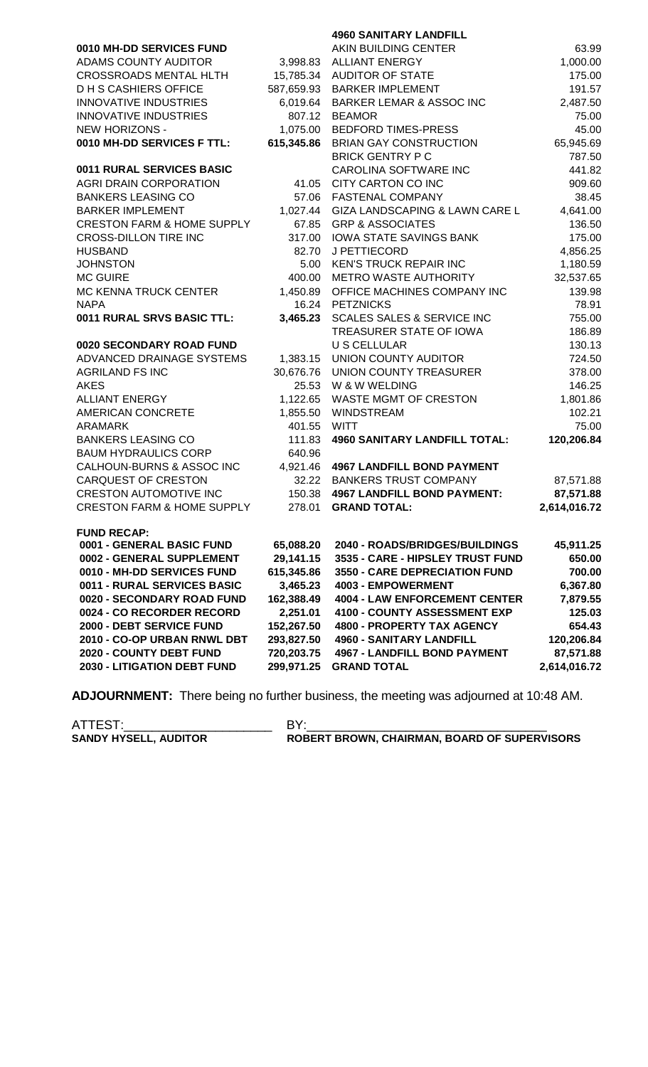| | |
|---|---|
| **0010 MH-DD SERVICES FUND** | |
| ADAMS COUNTY AUDITOR | 3,998.83 |
| CROSSROADS MENTAL HLTH | 15,785.34 |
| D H S CASHIERS OFFICE | 587,659.93 |
| INNOVATIVE INDUSTRIES | 6,019.64 |
| INNOVATIVE INDUSTRIES | 807.12 |
| NEW HORIZONS - | 1,075.00 |
| **0010 MH-DD SERVICES F TTL:** | **615,345.86** |
| | |
| **0011 RURAL SERVICES BASIC** | |
| AGRI DRAIN CORPORATION | 41.05 |
| BANKERS LEASING CO | 57.06 |
| BARKER IMPLEMENT | 1,027.44 |
| CRESTON FARM & HOME SUPPLY | 67.85 |
| CROSS-DILLON TIRE INC | 317.00 |
| HUSBAND | 82.70 |
| JOHNSTON | 5.00 |
| MC GUIRE | 400.00 |
| MC KENNA TRUCK CENTER | 1,450.89 |
| NAPA | 16.24 |
| **0011 RURAL SRVS BASIC TTL:** | **3,465.23** |
| | |
| **0020 SECONDARY ROAD FUND** | |
| ADVANCED DRAINAGE SYSTEMS | 1,383.15 |
| AGRILAND FS INC | 30,676.76 |
| AKES | 25.53 |
| ALLIANT ENERGY | 1,122.65 |
| AMERICAN CONCRETE | 1,855.50 |
| ARAMARK | 401.55 |
| BANKERS LEASING CO | 111.83 |
| BAUM HYDRAULICS CORP | 640.96 |
| CALHOUN-BURNS & ASSOC INC | 4,921.46 |
| CARQUEST OF CRESTON | 32.22 |
| CRESTON AUTOMOTIVE INC | 150.38 |
| CRESTON FARM & HOME SUPPLY | 278.01 |

| | |
|---|---|
| **4960 SANITARY LANDFILL** | |
| AKIN BUILDING CENTER | 63.99 |
| ALLIANT ENERGY | 1,000.00 |
| AUDITOR OF STATE | 175.00 |
| BARKER IMPLEMENT | 191.57 |
| BARKER LEMAR & ASSOC INC | 2,487.50 |
| BEAMOR | 75.00 |
| BEDFORD TIMES-PRESS | 45.00 |
| BRIAN GAY CONSTRUCTION | 65,945.69 |
| BRICK GENTRY P C | 787.50 |
| CAROLINA SOFTWARE INC | 441.82 |
| CITY CARTON CO INC | 909.60 |
| FASTENAL COMPANY | 38.45 |
| GIZA LANDSCAPING & LAWN CARE L | 4,641.00 |
| GRP & ASSOCIATES | 136.50 |
| IOWA STATE SAVINGS BANK | 175.00 |
| J PETTIECORD | 4,856.25 |
| KEN'S TRUCK REPAIR INC | 1,180.59 |
| METRO WASTE AUTHORITY | 32,537.65 |
| OFFICE MACHINES COMPANY INC | 139.98 |
| PETZNICKS | 78.91 |
| SCALES SALES & SERVICE INC | 755.00 |
| TREASURER STATE OF IOWA | 186.89 |
| U S CELLULAR | 130.13 |
| UNION COUNTY AUDITOR | 724.50 |
| UNION COUNTY TREASURER | 378.00 |
| W & W WELDING | 146.25 |
| WASTE MGMT OF CRESTON | 1,801.86 |
| WINDSTREAM | 102.21 |
| WITT | 75.00 |
| **4960 SANITARY LANDFILL TOTAL:** | **120,206.84** |
| | |
| **4967 LANDFILL BOND PAYMENT** | |
| BANKERS TRUST COMPANY | 87,571.88 |
| **4967 LANDFILL BOND PAYMENT:** | **87,571.88** |
| **GRAND TOTAL:** | **2,614,016.72** |

**FUND RECAP:**

| | | | |
|---|---|---|---|
| **0001 - GENERAL BASIC FUND** | **65,088.20** | **2040 - ROADS/BRIDGES/BUILDINGS** | **45,911.25** |
| **0002 - GENERAL SUPPLEMENT** | **29,141.15** | **3535 - CARE - HIPSLEY TRUST FUND** | **650.00** |
| **0010 - MH-DD SERVICES FUND** | **615,345.86** | **3550 - CARE DEPRECIATION FUND** | **700.00** |
| **0011 - RURAL SERVICES BASIC** | **3,465.23** | **4003 - EMPOWERMENT** | **6,367.80** |
| **0020 - SECONDARY ROAD FUND** | **162,388.49** | **4004 - LAW ENFORCEMENT CENTER** | **7,879.55** |
| **0024 - CO RECORDER RECORD** | **2,251.01** | **4100 - COUNTY ASSESSMENT EXP** | **125.03** |
| **2000 - DEBT SERVICE FUND** | **152,267.50** | **4800 - PROPERTY TAX AGENCY** | **654.43** |
| **2010 - CO-OP URBAN RNWL DBT** | **293,827.50** | **4960 - SANITARY LANDFILL** | **120,206.84** |
| **2020 - COUNTY DEBT FUND** | **720,203.75** | **4967 - LANDFILL BOND PAYMENT** | **87,571.88** |
| **2030 - LITIGATION DEBT FUND** | **299,971.25** | **GRAND TOTAL** | **2,614,016.72** |

**ADJOURNMENT:** There being no further business, the meeting was adjourned at 10:48 AM.

ATTEST:______________________ BY:____________________________________

**SANDY HYSELL, AUDITOR** **ROBERT BROWN, CHAIRMAN, BOARD OF SUPERVISORS**